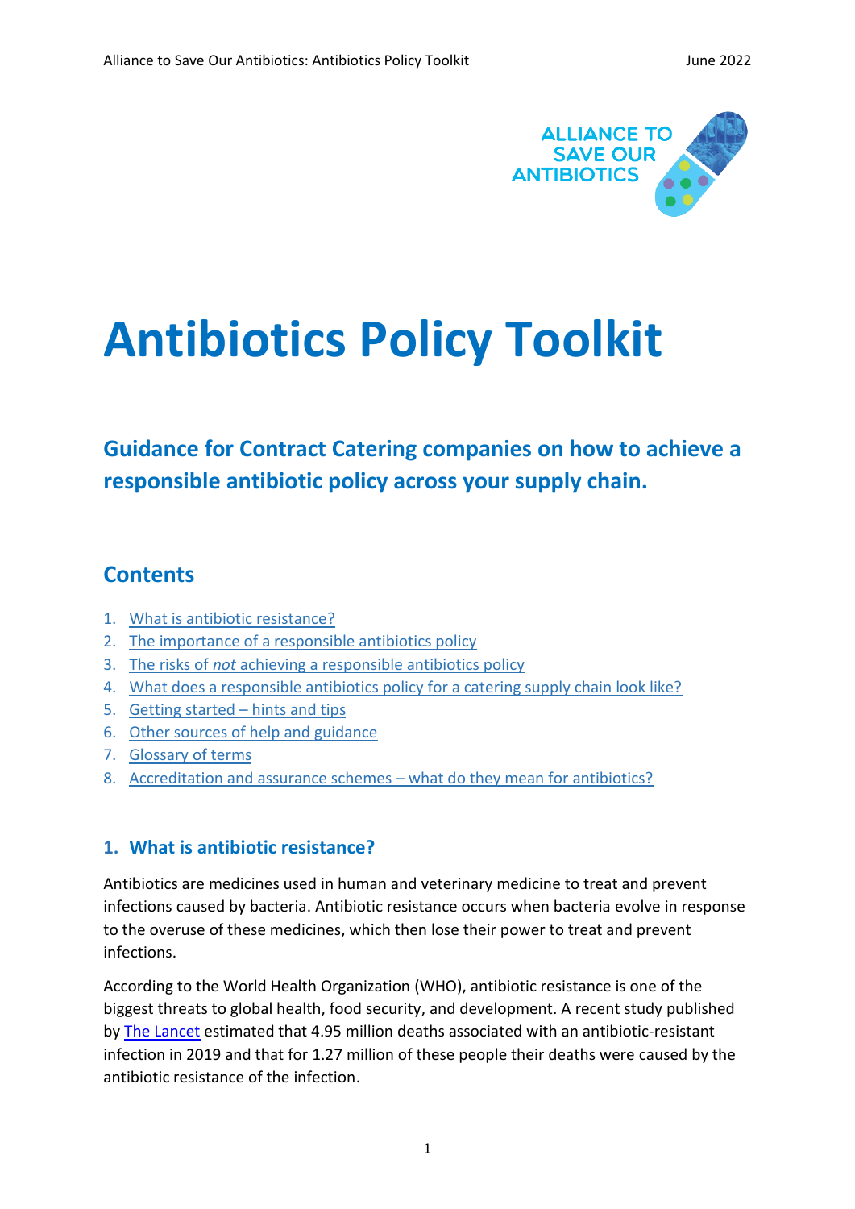# Antibiotics Policy Toolkit

## Guidance for Contract Catering companies on how to achieve a responsible antibiotic policy across your supply chain.

## Contents

1. What is antibiotic resistance?
2. The importance of a responsible antibiotics policy
3. The risks of *not* achieving a responsible antibiotics policy
4. What does a responsible antibiotics policy for a catering supply chain look like?
5. Getting started – hints and tips
6. Other sources of help and guidance
7. Glossary of terms
8. Accreditation and assurance schemes – what do they mean for antibiotics?

### 1. What is antibiotic resistance?

Antibiotics are medicines used in human and veterinary medicine to treat and prevent infections caused by bacteria. Antibiotic resistance occurs when bacteria evolve in response to the overuse of these medicines, which then lose their power to treat and prevent infections.

According to the World Health Organization (WHO), antibiotic resistance is one of the biggest threats to global health, food security, and development. A recent study published by The Lancet estimated that 4.95 million deaths associated with an antibiotic-resistant infection in 2019 and that for 1.27 million of these people their deaths were caused by the antibiotic resistance of the infection.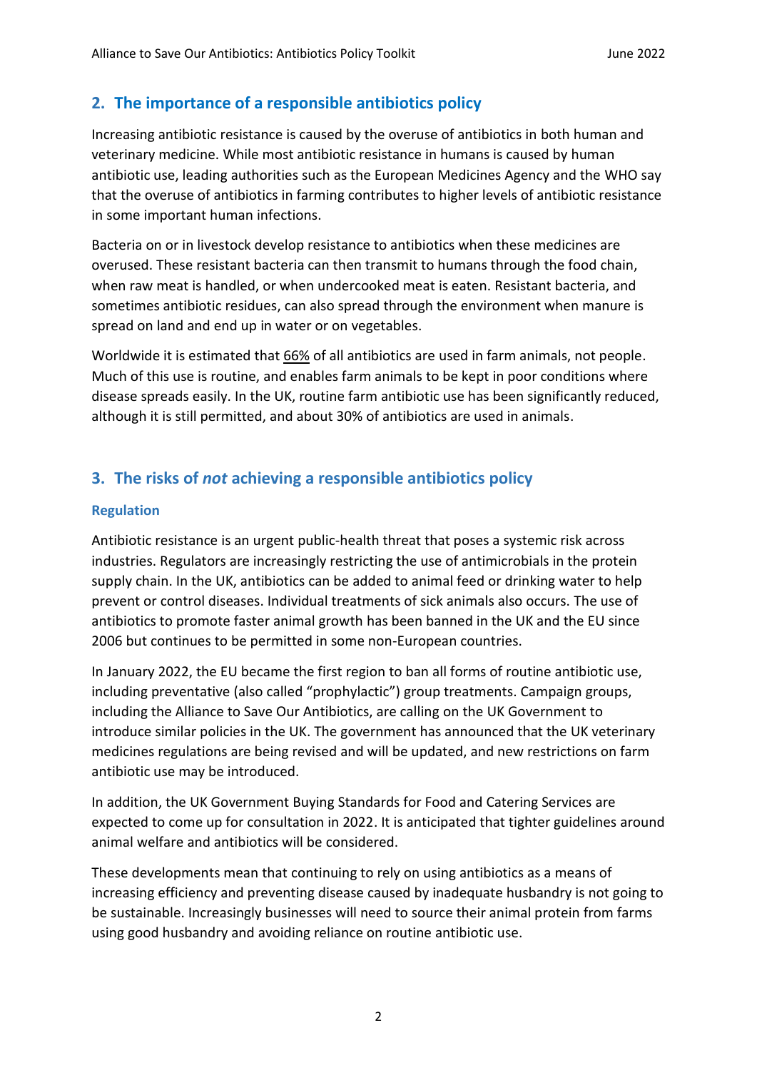## 2. The importance of a responsible antibiotics policy

Increasing antibiotic resistance is caused by the overuse of antibiotics in both human and veterinary medicine. While most antibiotic resistance in humans is caused by human antibiotic use, leading authorities such as the European Medicines Agency and the WHO say that the overuse of antibiotics in farming contributes to higher levels of antibiotic resistance in some important human infections.

Bacteria on or in livestock develop resistance to antibiotics when these medicines are overused. These resistant bacteria can then transmit to humans through the food chain, when raw meat is handled, or when undercooked meat is eaten. Resistant bacteria, and sometimes antibiotic residues, can also spread through the environment when manure is spread on land and end up in water or on vegetables.

Worldwide it is estimated that 66% of all antibiotics are used in farm animals, not people. Much of this use is routine, and enables farm animals to be kept in poor conditions where disease spreads easily. In the UK, routine farm antibiotic use has been significantly reduced, although it is still permitted, and about 30% of antibiotics are used in animals.

## 3. The risks of *not* achieving a responsible antibiotics policy

### Regulation

Antibiotic resistance is an urgent public-health threat that poses a systemic risk across industries. Regulators are increasingly restricting the use of antimicrobials in the protein supply chain. In the UK, antibiotics can be added to animal feed or drinking water to help prevent or control diseases. Individual treatments of sick animals also occurs. The use of antibiotics to promote faster animal growth has been banned in the UK and the EU since 2006 but continues to be permitted in some non-European countries.

In January 2022, the EU became the first region to ban all forms of routine antibiotic use, including preventative (also called "prophylactic") group treatments. Campaign groups, including the Alliance to Save Our Antibiotics, are calling on the UK Government to introduce similar policies in the UK. The government has announced that the UK veterinary medicines regulations are being revised and will be updated, and new restrictions on farm antibiotic use may be introduced.

In addition, the UK Government Buying Standards for Food and Catering Services are expected to come up for consultation in 2022. It is anticipated that tighter guidelines around animal welfare and antibiotics will be considered.

These developments mean that continuing to rely on using antibiotics as a means of increasing efficiency and preventing disease caused by inadequate husbandry is not going to be sustainable. Increasingly businesses will need to source their animal protein from farms using good husbandry and avoiding reliance on routine antibiotic use.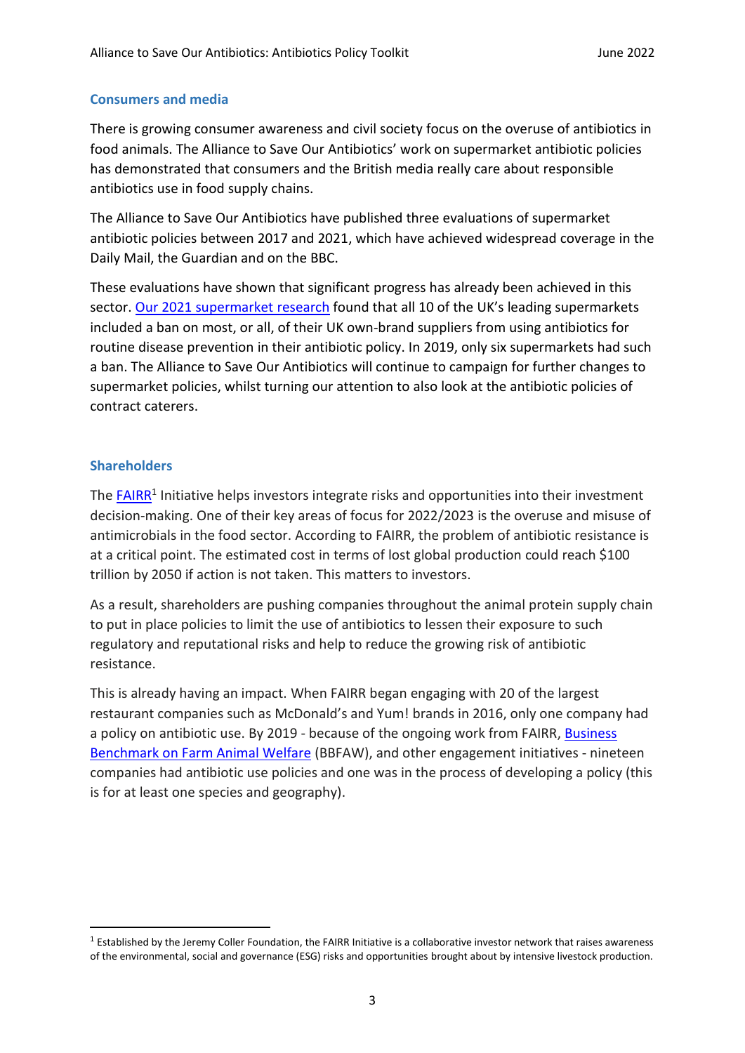## Consumers and media

There is growing consumer awareness and civil society focus on the overuse of antibiotics in food animals. The Alliance to Save Our Antibiotics' work on supermarket antibiotic policies has demonstrated that consumers and the British media really care about responsible antibiotics use in food supply chains.

The Alliance to Save Our Antibiotics have published three evaluations of supermarket antibiotic policies between 2017 and 2021, which have achieved widespread coverage in the Daily Mail, the Guardian and on the BBC.

These evaluations have shown that significant progress has already been achieved in this sector. Our 2021 supermarket research found that all 10 of the UK's leading supermarkets included a ban on most, or all, of their UK own-brand suppliers from using antibiotics for routine disease prevention in their antibiotic policy. In 2019, only six supermarkets had such a ban. The Alliance to Save Our Antibiotics will continue to campaign for further changes to supermarket policies, whilst turning our attention to also look at the antibiotic policies of contract caterers.

## Shareholders

The FAIRR[1] Initiative helps investors integrate risks and opportunities into their investment decision-making. One of their key areas of focus for 2022/2023 is the overuse and misuse of antimicrobials in the food sector. According to FAIRR, the problem of antibiotic resistance is at a critical point. The estimated cost in terms of lost global production could reach $100 trillion by 2050 if action is not taken. This matters to investors.

As a result, shareholders are pushing companies throughout the animal protein supply chain to put in place policies to limit the use of antibiotics to lessen their exposure to such regulatory and reputational risks and help to reduce the growing risk of antibiotic resistance.

This is already having an impact. When FAIRR began engaging with 20 of the largest restaurant companies such as McDonald's and Yum! brands in 2016, only one company had a policy on antibiotic use. By 2019 - because of the ongoing work from FAIRR, Business Benchmark on Farm Animal Welfare (BBFAW), and other engagement initiatives - nineteen companies had antibiotic use policies and one was in the process of developing a policy (this is for at least one species and geography).

---

[1] Established by the Jeremy Coller Foundation, the FAIRR Initiative is a collaborative investor network that raises awareness of the environmental, social and governance (ESG) risks and opportunities brought about by intensive livestock production.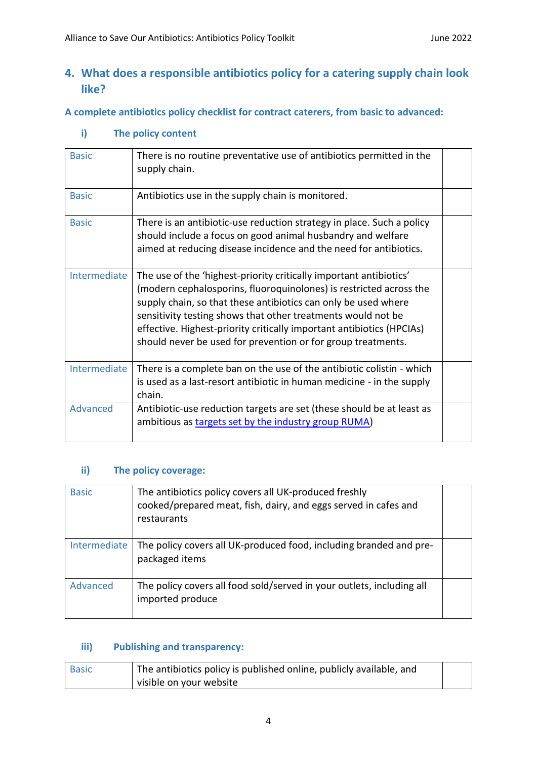## 4. What does a responsible antibiotics policy for a catering supply chain look like?

### A complete antibiotics policy checklist for contract caterers, from basic to advanced:

#### i) The policy content

| | | |
|---|---|---|
| Basic | There is no routine preventative use of antibiotics permitted in the supply chain. | |
| Basic | Antibiotics use in the supply chain is monitored. | |
| Basic | There is an antibiotic-use reduction strategy in place. Such a policy should include a focus on good animal husbandry and welfare aimed at reducing disease incidence and the need for antibiotics. | |
| Intermediate | The use of the 'highest-priority critically important antibiotics' (modern cephalosporins, fluoroquinolones) is restricted across the supply chain, so that these antibiotics can only be used where sensitivity testing shows that other treatments would not be effective. Highest-priority critically important antibiotics (HPCIAs) should never be used for prevention or for group treatments. | |
| Intermediate | There is a complete ban on the use of the antibiotic colistin - which is used as a last-resort antibiotic in human medicine - in the supply chain. | |
| Advanced | Antibiotic-use reduction targets are set (these should be at least as ambitious as targets set by the industry group RUMA) | |

#### ii) The policy coverage:

| | | |
|---|---|---|
| Basic | The antibiotics policy covers all UK-produced freshly cooked/prepared meat, fish, dairy, and eggs served in cafes and restaurants | |
| Intermediate | The policy covers all UK-produced food, including branded and pre-packaged items | |
| Advanced | The policy covers all food sold/served in your outlets, including all imported produce | |

#### iii) Publishing and transparency:

| | | |
|---|---|---|
| Basic | The antibiotics policy is published online, publicly available, and visible on your website | |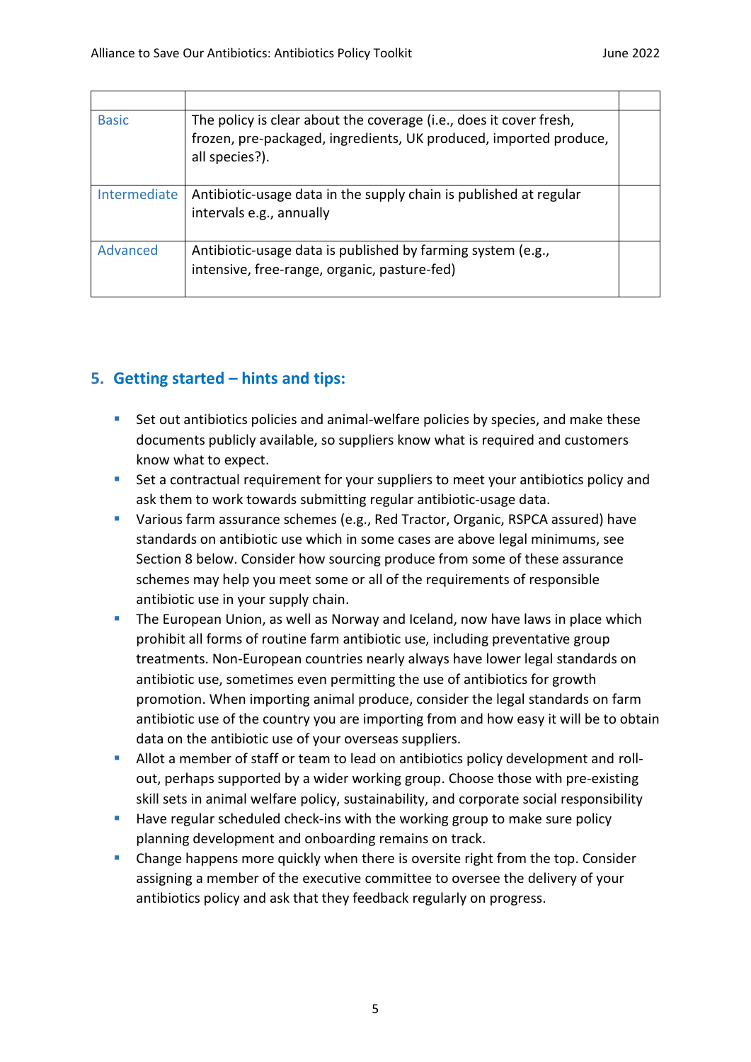| | | |
|---|---|---|
| Basic | The policy is clear about the coverage (i.e., does it cover fresh, frozen, pre-packaged, ingredients, UK produced, imported produce, all species?). | |
| Intermediate | Antibiotic-usage data in the supply chain is published at regular intervals e.g., annually | |
| Advanced | Antibiotic-usage data is published by farming system (e.g., intensive, free-range, organic, pasture-fed) | |

## 5. Getting started – hints and tips:

- Set out antibiotics policies and animal-welfare policies by species, and make these documents publicly available, so suppliers know what is required and customers know what to expect.
- Set a contractual requirement for your suppliers to meet your antibiotics policy and ask them to work towards submitting regular antibiotic-usage data.
- Various farm assurance schemes (e.g., Red Tractor, Organic, RSPCA assured) have standards on antibiotic use which in some cases are above legal minimums, see Section 8 below. Consider how sourcing produce from some of these assurance schemes may help you meet some or all of the requirements of responsible antibiotic use in your supply chain.
- The European Union, as well as Norway and Iceland, now have laws in place which prohibit all forms of routine farm antibiotic use, including preventative group treatments. Non-European countries nearly always have lower legal standards on antibiotic use, sometimes even permitting the use of antibiotics for growth promotion. When importing animal produce, consider the legal standards on farm antibiotic use of the country you are importing from and how easy it will be to obtain data on the antibiotic use of your overseas suppliers.
- Allot a member of staff or team to lead on antibiotics policy development and roll-out, perhaps supported by a wider working group. Choose those with pre-existing skill sets in animal welfare policy, sustainability, and corporate social responsibility
- Have regular scheduled check-ins with the working group to make sure policy planning development and onboarding remains on track.
- Change happens more quickly when there is oversite right from the top. Consider assigning a member of the executive committee to oversee the delivery of your antibiotics policy and ask that they feedback regularly on progress.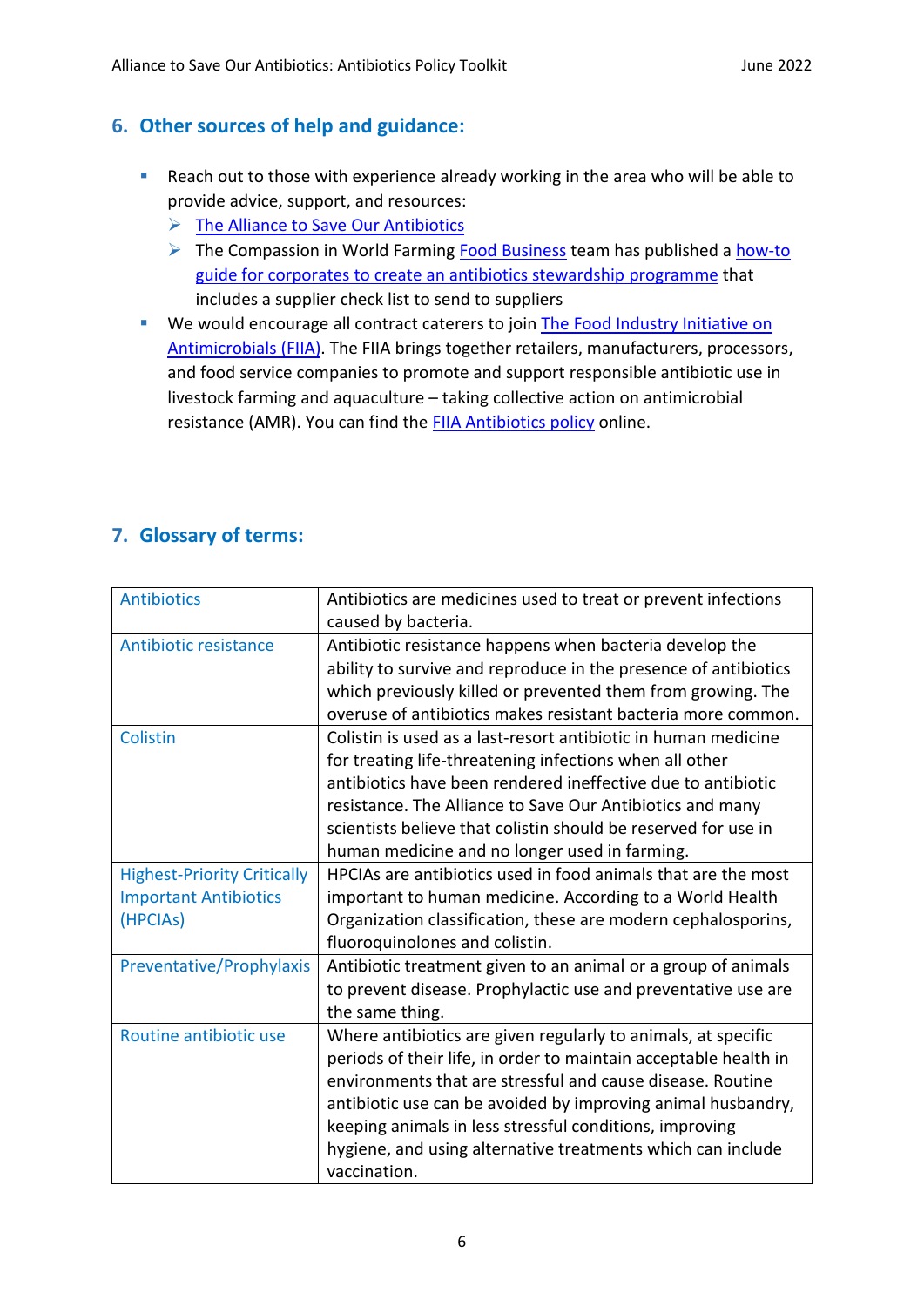## 6. Other sources of help and guidance:

- Reach out to those with experience already working in the area who will be able to provide advice, support, and resources:
  - The Alliance to Save Our Antibiotics
  - The Compassion in World Farming Food Business team has published a how-to guide for corporates to create an antibiotics stewardship programme that includes a supplier check list to send to suppliers
- We would encourage all contract caterers to join The Food Industry Initiative on Antimicrobials (FIIA). The FIIA brings together retailers, manufacturers, processors, and food service companies to promote and support responsible antibiotic use in livestock farming and aquaculture – taking collective action on antimicrobial resistance (AMR). You can find the FIIA Antibiotics policy online.

## 7. Glossary of terms:

| | |
|---|---|
| Antibiotics | Antibiotics are medicines used to treat or prevent infections caused by bacteria. |
| Antibiotic resistance | Antibiotic resistance happens when bacteria develop the ability to survive and reproduce in the presence of antibiotics which previously killed or prevented them from growing. The overuse of antibiotics makes resistant bacteria more common. |
| Colistin | Colistin is used as a last-resort antibiotic in human medicine for treating life-threatening infections when all other antibiotics have been rendered ineffective due to antibiotic resistance. The Alliance to Save Our Antibiotics and many scientists believe that colistin should be reserved for use in human medicine and no longer used in farming. |
| Highest-Priority Critically Important Antibiotics (HPCIAs) | HPCIAs are antibiotics used in food animals that are the most important to human medicine. According to a World Health Organization classification, these are modern cephalosporins, fluoroquinolones and colistin. |
| Preventative/Prophylaxis | Antibiotic treatment given to an animal or a group of animals to prevent disease. Prophylactic use and preventative use are the same thing. |
| Routine antibiotic use | Where antibiotics are given regularly to animals, at specific periods of their life, in order to maintain acceptable health in environments that are stressful and cause disease. Routine antibiotic use can be avoided by improving animal husbandry, keeping animals in less stressful conditions, improving hygiene, and using alternative treatments which can include vaccination. |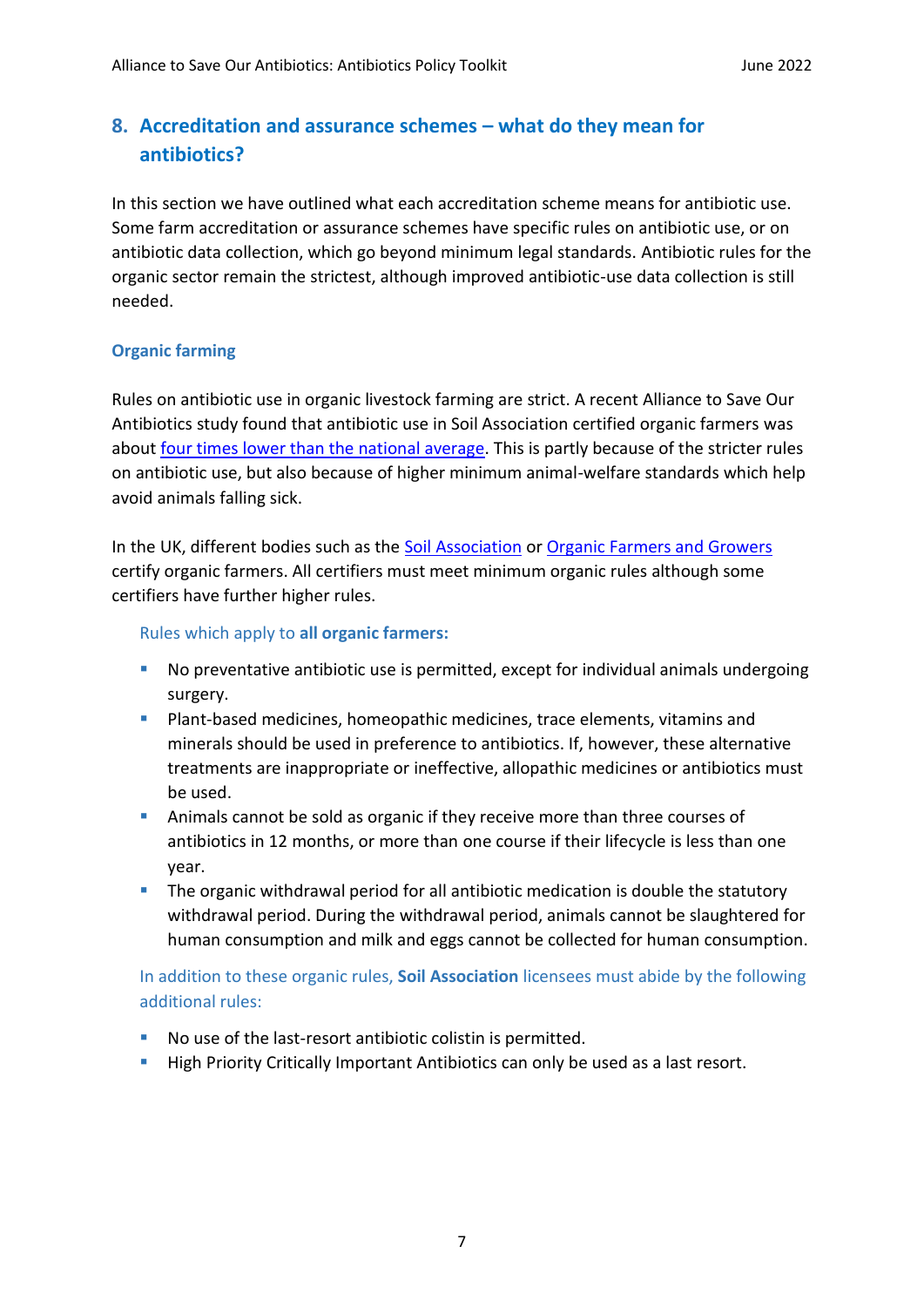## 8. Accreditation and assurance schemes – what do they mean for antibiotics?

In this section we have outlined what each accreditation scheme means for antibiotic use. Some farm accreditation or assurance schemes have specific rules on antibiotic use, or on antibiotic data collection, which go beyond minimum legal standards. Antibiotic rules for the organic sector remain the strictest, although improved antibiotic-use data collection is still needed.

### Organic farming

Rules on antibiotic use in organic livestock farming are strict. A recent Alliance to Save Our Antibiotics study found that antibiotic use in Soil Association certified organic farmers was about four times lower than the national average. This is partly because of the stricter rules on antibiotic use, but also because of higher minimum animal-welfare standards which help avoid animals falling sick.

In the UK, different bodies such as the Soil Association or Organic Farmers and Growers certify organic farmers. All certifiers must meet minimum organic rules although some certifiers have further higher rules.

Rules which apply to **all organic farmers:**

- No preventative antibiotic use is permitted, except for individual animals undergoing surgery.
- Plant-based medicines, homeopathic medicines, trace elements, vitamins and minerals should be used in preference to antibiotics. If, however, these alternative treatments are inappropriate or ineffective, allopathic medicines or antibiotics must be used.
- Animals cannot be sold as organic if they receive more than three courses of antibiotics in 12 months, or more than one course if their lifecycle is less than one year.
- The organic withdrawal period for all antibiotic medication is double the statutory withdrawal period. During the withdrawal period, animals cannot be slaughtered for human consumption and milk and eggs cannot be collected for human consumption.

In addition to these organic rules, **Soil Association** licensees must abide by the following additional rules:

- No use of the last-resort antibiotic colistin is permitted.
- High Priority Critically Important Antibiotics can only be used as a last resort.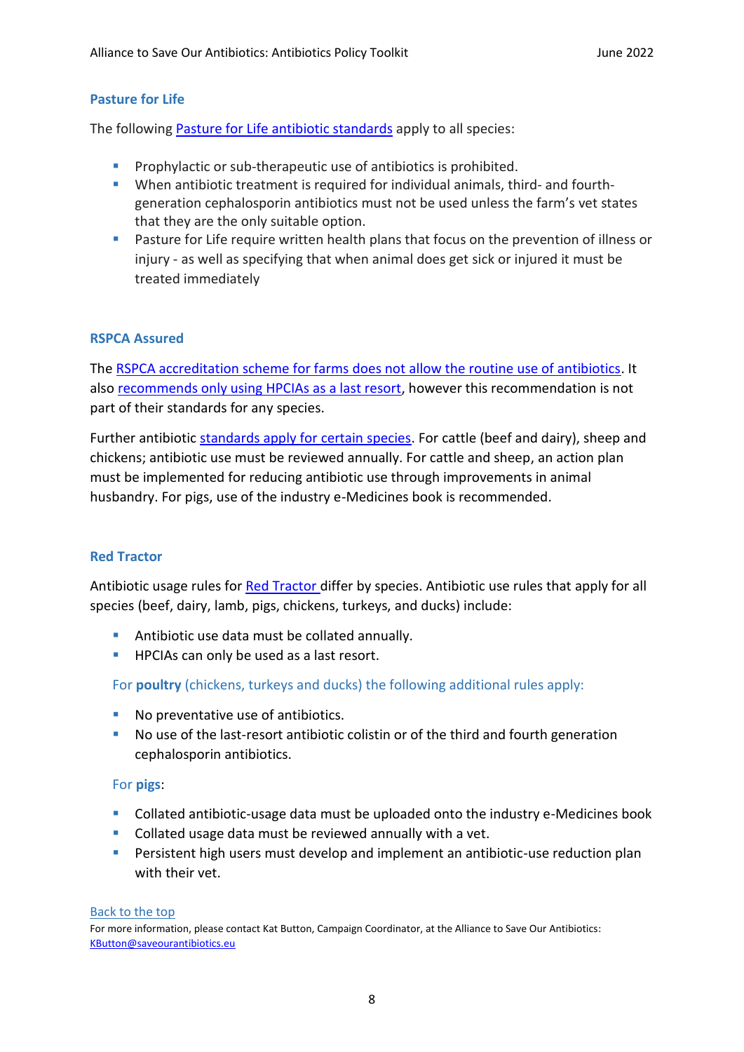### Pasture for Life

The following [Pasture for Life antibiotic standards] apply to all species:

- Prophylactic or sub-therapeutic use of antibiotics is prohibited.
- When antibiotic treatment is required for individual animals, third- and fourth-generation cephalosporin antibiotics must not be used unless the farm's vet states that they are the only suitable option.
- Pasture for Life require written health plans that focus on the prevention of illness or injury - as well as specifying that when animal does get sick or injured it must be treated immediately

### RSPCA Assured

The RSPCA accreditation scheme for farms does not allow the routine use of antibiotics. It also recommends only using HPCIAs as a last resort, however this recommendation is not part of their standards for any species.

Further antibiotic standards apply for certain species. For cattle (beef and dairy), sheep and chickens; antibiotic use must be reviewed annually. For cattle and sheep, an action plan must be implemented for reducing antibiotic use through improvements in animal husbandry. For pigs, use of the industry e-Medicines book is recommended.

### Red Tractor

Antibiotic usage rules for Red Tractor differ by species. Antibiotic use rules that apply for all species (beef, dairy, lamb, pigs, chickens, turkeys, and ducks) include:

- Antibiotic use data must be collated annually.
- HPCIAs can only be used as a last resort.

#### For **poultry** (chickens, turkeys and ducks) the following additional rules apply:

- No preventative use of antibiotics.
- No use of the last-resort antibiotic colistin or of the third and fourth generation cephalosporin antibiotics.

#### For **pigs**:

- Collated antibiotic-usage data must be uploaded onto the industry e-Medicines book
- Collated usage data must be reviewed annually with a vet.
- Persistent high users must develop and implement an antibiotic-use reduction plan with their vet.

Back to the top

For more information, please contact Kat Button, Campaign Coordinator, at the Alliance to Save Our Antibiotics: KButton@saveourantibiotics.eu